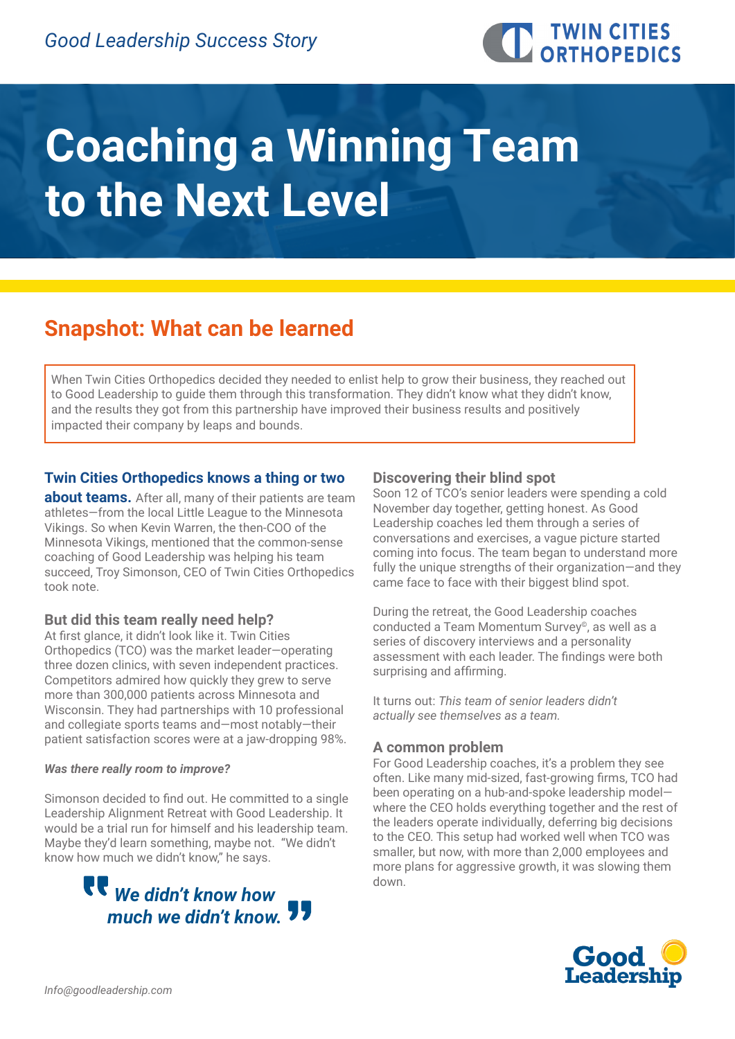*Good Leadership Success Story*

TWIN CITIES ORTHOPEDICS

# Coaching a Winning Team to the Next Level

## Snapshot: What can be learned

When Twin Cities Orthopedics decided they needed to enlist help to grow their business, they reached out to Good Leadership to guide them through this transformation. They didn't know what they didn't know, and the results they got from this partnership have improved their business results and positively impacted their company by leaps and bounds.

**Twin Cities Orthopedics knows a thing or two about teams.** After all, many of their patients are team athletes—from the local Little League to the Minnesota Vikings. So when Kevin Warren, the then-COO of the Minnesota Vikings, mentioned that the common-sense coaching of Good Leadership was helping his team succeed, Troy Simonson, CEO of Twin Cities Orthopedics took note.

### But did this team really need help?

At first glance, it didn't look like it. Twin Cities Orthopedics (TCO) was the market leader—operating three dozen clinics, with seven independent practices. Competitors admired how quickly they grew to serve more than 300,000 patients across Minnesota and Wisconsin. They had partnerships with 10 professional and collegiate sports teams and—most notably—their patient satisfaction scores were at a jaw-dropping 98%.

***Was there really room to improve?***

Simonson decided to find out. He committed to a single Leadership Alignment Retreat with Good Leadership. It would be a trial run for himself and his leadership team. Maybe they'd learn something, maybe not. "We didn't know how much we didn't know," he says.

> ***"We didn't know how much we didn't know."***

### Discovering their blind spot

Soon 12 of TCO's senior leaders were spending a cold November day together, getting honest. As Good Leadership coaches led them through a series of conversations and exercises, a vague picture started coming into focus. The team began to understand more fully the unique strengths of their organization—and they came face to face with their biggest blind spot.

During the retreat, the Good Leadership coaches conducted a Team Momentum Survey©, as well as a series of discovery interviews and a personality assessment with each leader. The findings were both surprising and affirming.

It turns out: *This team of senior leaders didn't actually see themselves as a team.*

### A common problem

For Good Leadership coaches, it's a problem they see often. Like many mid-sized, fast-growing firms, TCO had been operating on a hub-and-spoke leadership model—where the CEO holds everything together and the rest of the leaders operate individually, deferring big decisions to the CEO. This setup had worked well when TCO was smaller, but now, with more than 2,000 employees and more plans for aggressive growth, it was slowing them down.

Good Leadership

*Info@goodleadership.com*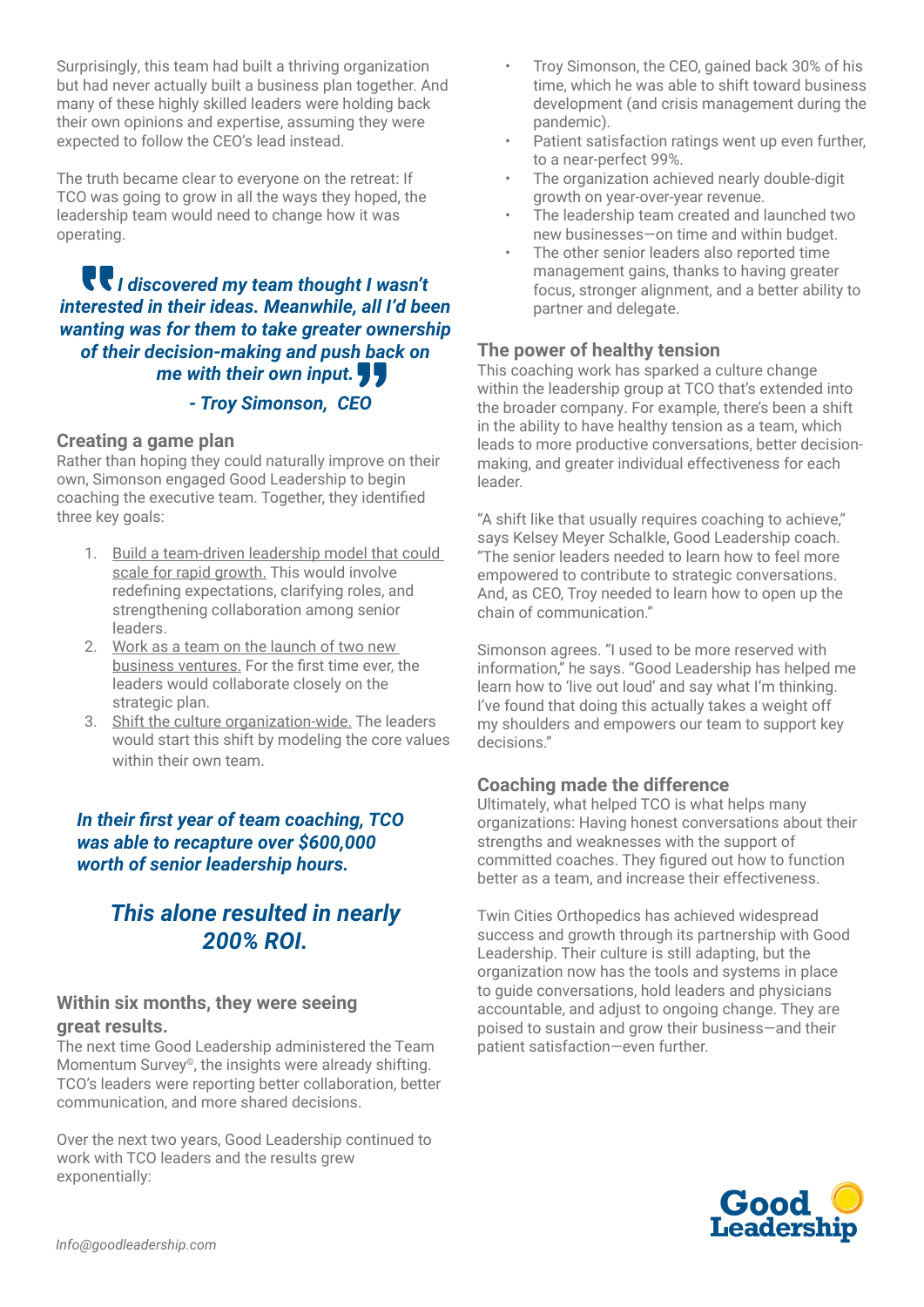Surprisingly, this team had built a thriving organization but had never actually built a business plan together. And many of these highly skilled leaders were holding back their own opinions and expertise, assuming they were expected to follow the CEO's lead instead.

The truth became clear to everyone on the retreat: If TCO was going to grow in all the ways they hoped, the leadership team would need to change how it was operating.

> ***"I discovered my team thought I wasn't interested in their ideas. Meanwhile, all I'd been wanting was for them to take greater ownership of their decision-making and push back on me with their own input."***
>
> ***- Troy Simonson, CEO***

## Creating a game plan

Rather than hoping they could naturally improve on their own, Simonson engaged Good Leadership to begin coaching the executive team. Together, they identified three key goals:

1. Build a team-driven leadership model that could scale for rapid growth. This would involve redefining expectations, clarifying roles, and strengthening collaboration among senior leaders.
2. Work as a team on the launch of two new business ventures. For the first time ever, the leaders would collaborate closely on the strategic plan.
3. Shift the culture organization-wide. The leaders would start this shift by modeling the core values within their own team.

***In their first year of team coaching, TCO was able to recapture over $600,000 worth of senior leadership hours.***

***This alone resulted in nearly 200% ROI.***

## Within six months, they were seeing great results.

The next time Good Leadership administered the Team Momentum Survey©, the insights were already shifting. TCO's leaders were reporting better collaboration, better communication, and more shared decisions.

Over the next two years, Good Leadership continued to work with TCO leaders and the results grew exponentially:

- Troy Simonson, the CEO, gained back 30% of his time, which he was able to shift toward business development (and crisis management during the pandemic).
- Patient satisfaction ratings went up even further, to a near-perfect 99%.
- The organization achieved nearly double-digit growth on year-over-year revenue.
- The leadership team created and launched two new businesses—on time and within budget.
- The other senior leaders also reported time management gains, thanks to having greater focus, stronger alignment, and a better ability to partner and delegate.

## The power of healthy tension

This coaching work has sparked a culture change within the leadership group at TCO that's extended into the broader company. For example, there's been a shift in the ability to have healthy tension as a team, which leads to more productive conversations, better decision-making, and greater individual effectiveness for each leader.

"A shift like that usually requires coaching to achieve," says Kelsey Meyer Schalkle, Good Leadership coach. "The senior leaders needed to learn how to feel more empowered to contribute to strategic conversations. And, as CEO, Troy needed to learn how to open up the chain of communication."

Simonson agrees. "I used to be more reserved with information," he says. "Good Leadership has helped me learn how to 'live out loud' and say what I'm thinking. I've found that doing this actually takes a weight off my shoulders and empowers our team to support key decisions."

## Coaching made the difference

Ultimately, what helped TCO is what helps many organizations: Having honest conversations about their strengths and weaknesses with the support of committed coaches. They figured out how to function better as a team, and increase their effectiveness.

Twin Cities Orthopedics has achieved widespread success and growth through its partnership with Good Leadership. Their culture is still adapting, but the organization now has the tools and systems in place to guide conversations, hold leaders and physicians accountable, and adjust to ongoing change. They are poised to sustain and grow their business—and their patient satisfaction—even further.

Good Leadership

*Info@goodleadership.com*